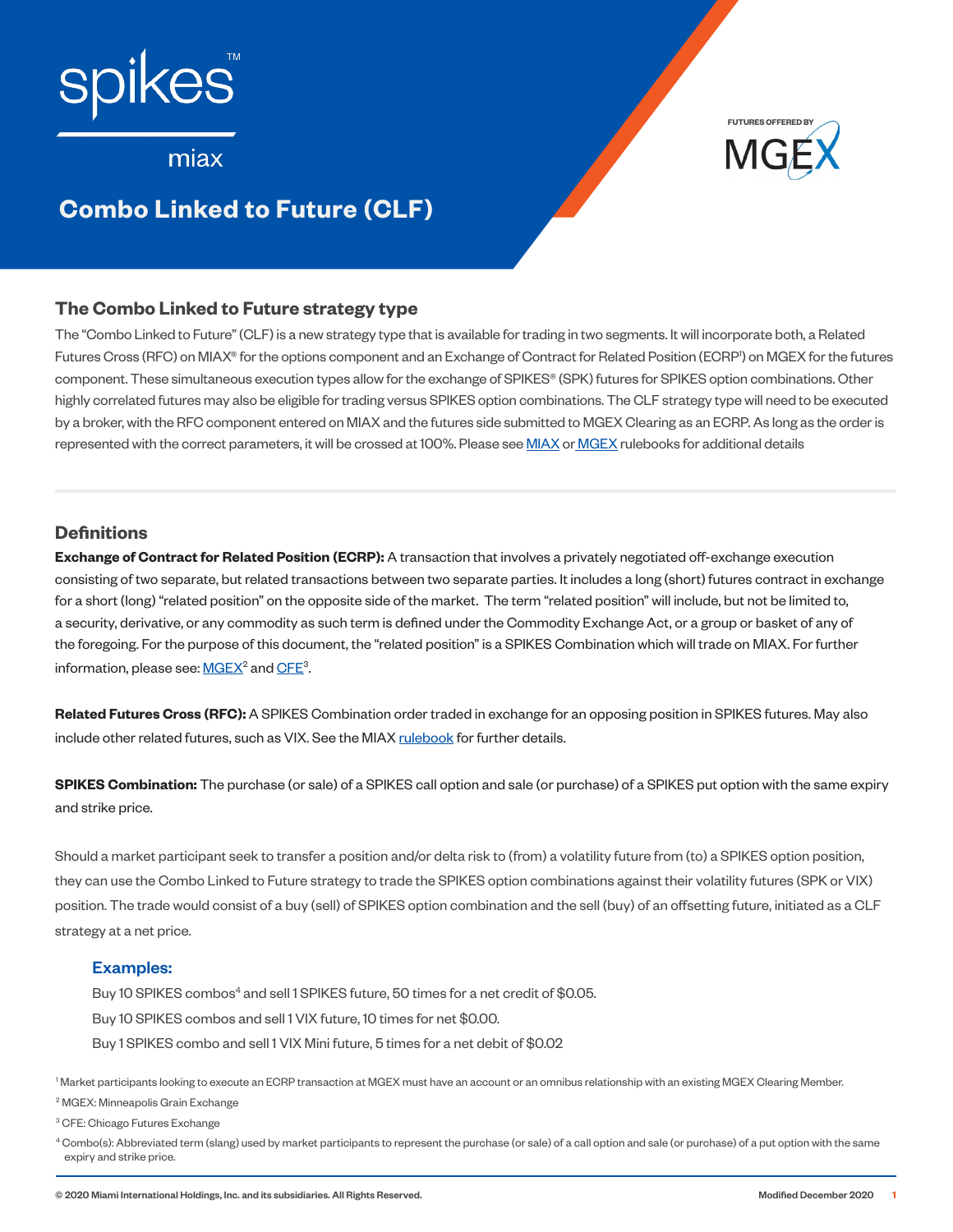spikes™

miax

FUTURES OFFERED BY MGEX

# Combo Linked to Future (CLF)

## The Combo Linked to Future strategy type

The "Combo Linked to Future" (CLF) is a new strategy type that is available for trading in two segments. It will incorporate both, a Related Futures Cross (RFC) on MIAX® for the options component and an Exchange of Contract for Related Position (ECRP[1]) on MGEX for the futures component. These simultaneous execution types allow for the exchange of SPIKES® (SPK) futures for SPIKES option combinations. Other highly correlated futures may also be eligible for trading versus SPIKES option combinations. The CLF strategy type will need to be executed by a broker, with the RFC component entered on MIAX and the futures side submitted to MGEX Clearing as an ECRP. As long as the order is represented with the correct parameters, it will be crossed at 100%. Please see MIAX or MGEX rulebooks for additional details

## Definitions

**Exchange of Contract for Related Position (ECRP):** A transaction that involves a privately negotiated off-exchange execution consisting of two separate, but related transactions between two separate parties. It includes a long (short) futures contract in exchange for a short (long) "related position" on the opposite side of the market. The term "related position" will include, but not be limited to, a security, derivative, or any commodity as such term is defined under the Commodity Exchange Act, or a group or basket of any of the foregoing. For the purpose of this document, the "related position" is a SPIKES Combination which will trade on MIAX. For further information, please see: MGEX[2] and CFE[3].

**Related Futures Cross (RFC):** A SPIKES Combination order traded in exchange for an opposing position in SPIKES futures. May also include other related futures, such as VIX. See the MIAX rulebook for further details.

**SPIKES Combination:** The purchase (or sale) of a SPIKES call option and sale (or purchase) of a SPIKES put option with the same expiry and strike price.

Should a market participant seek to transfer a position and/or delta risk to (from) a volatility future from (to) a SPIKES option position, they can use the Combo Linked to Future strategy to trade the SPIKES option combinations against their volatility futures (SPK or VIX) position. The trade would consist of a buy (sell) of SPIKES option combination and the sell (buy) of an offsetting future, initiated as a CLF strategy at a net price.

### Examples:

Buy 10 SPIKES combos[4] and sell 1 SPIKES future, 50 times for a net credit of $0.05.

Buy 10 SPIKES combos and sell 1 VIX future, 10 times for net $0.00.

Buy 1 SPIKES combo and sell 1 VIX Mini future, 5 times for a net debit of $0.02

[1] Market participants looking to execute an ECRP transaction at MGEX must have an account or an omnibus relationship with an existing MGEX Clearing Member.

[2] MGEX: Minneapolis Grain Exchange

[3] CFE: Chicago Futures Exchange

[4] Combo(s): Abbreviated term (slang) used by market participants to represent the purchase (or sale) of a call option and sale (or purchase) of a put option with the same expiry and strike price.

© 2020 Miami International Holdings, Inc. and its subsidiaries. All Rights Reserved. Modified December 2020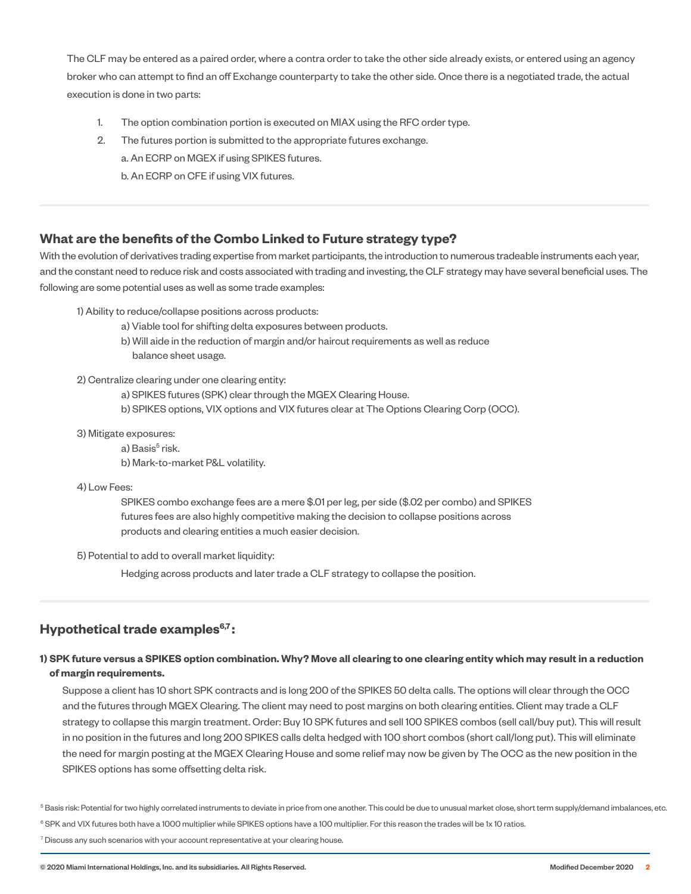The CLF may be entered as a paired order, where a contra order to take the other side already exists, or entered using an agency broker who can attempt to find an off Exchange counterparty to take the other side. Once there is a negotiated trade, the actual execution is done in two parts:

1. The option combination portion is executed on MIAX using the RFC order type.
2. The futures portion is submitted to the appropriate futures exchange.
   a. An ECRP on MGEX if using SPIKES futures.
   b. An ECRP on CFE if using VIX futures.

## What are the benefits of the Combo Linked to Future strategy type?

With the evolution of derivatives trading expertise from market participants, the introduction to numerous tradeable instruments each year, and the constant need to reduce risk and costs associated with trading and investing, the CLF strategy may have several beneficial uses. The following are some potential uses as well as some trade examples:

1) Ability to reduce/collapse positions across products:
   a) Viable tool for shifting delta exposures between products.
   b) Will aide in the reduction of margin and/or haircut requirements as well as reduce balance sheet usage.

2) Centralize clearing under one clearing entity:
   a) SPIKES futures (SPK) clear through the MGEX Clearing House.
   b) SPIKES options, VIX options and VIX futures clear at The Options Clearing Corp (OCC).

3) Mitigate exposures:
   a) Basis[5] risk.
   b) Mark-to-market P&L volatility.

4) Low Fees:
   SPIKES combo exchange fees are a mere $.01 per leg, per side ($.02 per combo) and SPIKES futures fees are also highly competitive making the decision to collapse positions across products and clearing entities a much easier decision.

5) Potential to add to overall market liquidity:
   Hedging across products and later trade a CLF strategy to collapse the position.

## Hypothetical trade examples[6,7]:

**1) SPK future versus a SPIKES option combination. Why? Move all clearing to one clearing entity which may result in a reduction of margin requirements.**

Suppose a client has 10 short SPK contracts and is long 200 of the SPIKES 50 delta calls. The options will clear through the OCC and the futures through MGEX Clearing. The client may need to post margins on both clearing entities. Client may trade a CLF strategy to collapse this margin treatment. Order: Buy 10 SPK futures and sell 100 SPIKES combos (sell call/buy put). This will result in no position in the futures and long 200 SPIKES calls delta hedged with 100 short combos (short call/long put). This will eliminate the need for margin posting at the MGEX Clearing House and some relief may now be given by The OCC as the new position in the SPIKES options has some offsetting delta risk.

[5] Basis risk: Potential for two highly correlated instruments to deviate in price from one another. This could be due to unusual market close, short term supply/demand imbalances, etc.

[6] SPK and VIX futures both have a 1000 multiplier while SPIKES options have a 100 multiplier. For this reason the trades will be 1x 10 ratios.

[7] Discuss any such scenarios with your account representative at your clearing house.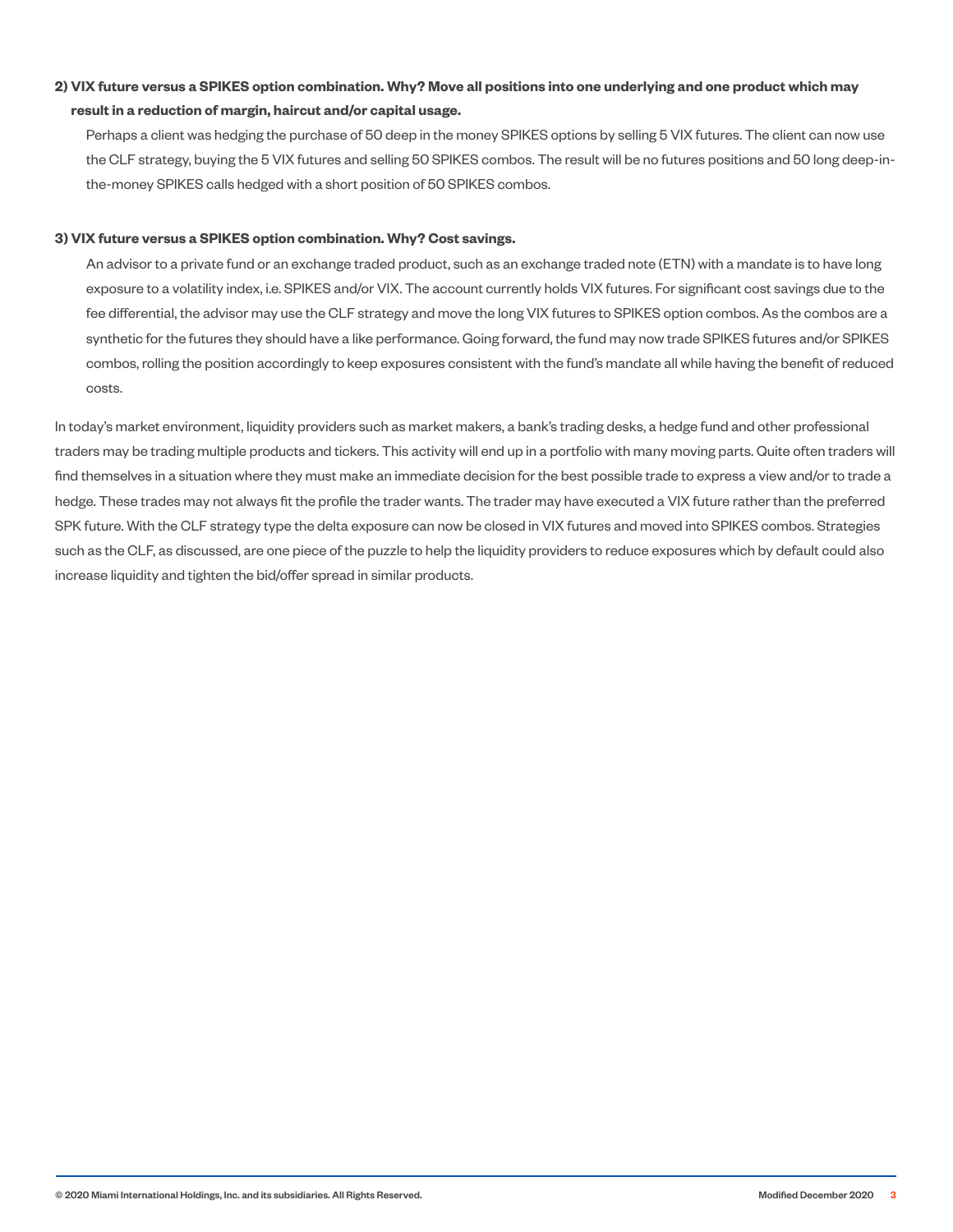**2) VIX future versus a SPIKES option combination. Why? Move all positions into one underlying and one product which may result in a reduction of margin, haircut and/or capital usage.**

Perhaps a client was hedging the purchase of 50 deep in the money SPIKES options by selling 5 VIX futures. The client can now use the CLF strategy, buying the 5 VIX futures and selling 50 SPIKES combos. The result will be no futures positions and 50 long deep-in-the-money SPIKES calls hedged with a short position of 50 SPIKES combos.

**3) VIX future versus a SPIKES option combination. Why? Cost savings.**

An advisor to a private fund or an exchange traded product, such as an exchange traded note (ETN) with a mandate is to have long exposure to a volatility index, i.e. SPIKES and/or VIX. The account currently holds VIX futures. For significant cost savings due to the fee differential, the advisor may use the CLF strategy and move the long VIX futures to SPIKES option combos. As the combos are a synthetic for the futures they should have a like performance. Going forward, the fund may now trade SPIKES futures and/or SPIKES combos, rolling the position accordingly to keep exposures consistent with the fund's mandate all while having the benefit of reduced costs.

In today's market environment, liquidity providers such as market makers, a bank's trading desks, a hedge fund and other professional traders may be trading multiple products and tickers. This activity will end up in a portfolio with many moving parts. Quite often traders will find themselves in a situation where they must make an immediate decision for the best possible trade to express a view and/or to trade a hedge. These trades may not always fit the profile the trader wants. The trader may have executed a VIX future rather than the preferred SPK future. With the CLF strategy type the delta exposure can now be closed in VIX futures and moved into SPIKES combos. Strategies such as the CLF, as discussed, are one piece of the puzzle to help the liquidity providers to reduce exposures which by default could also increase liquidity and tighten the bid/offer spread in similar products.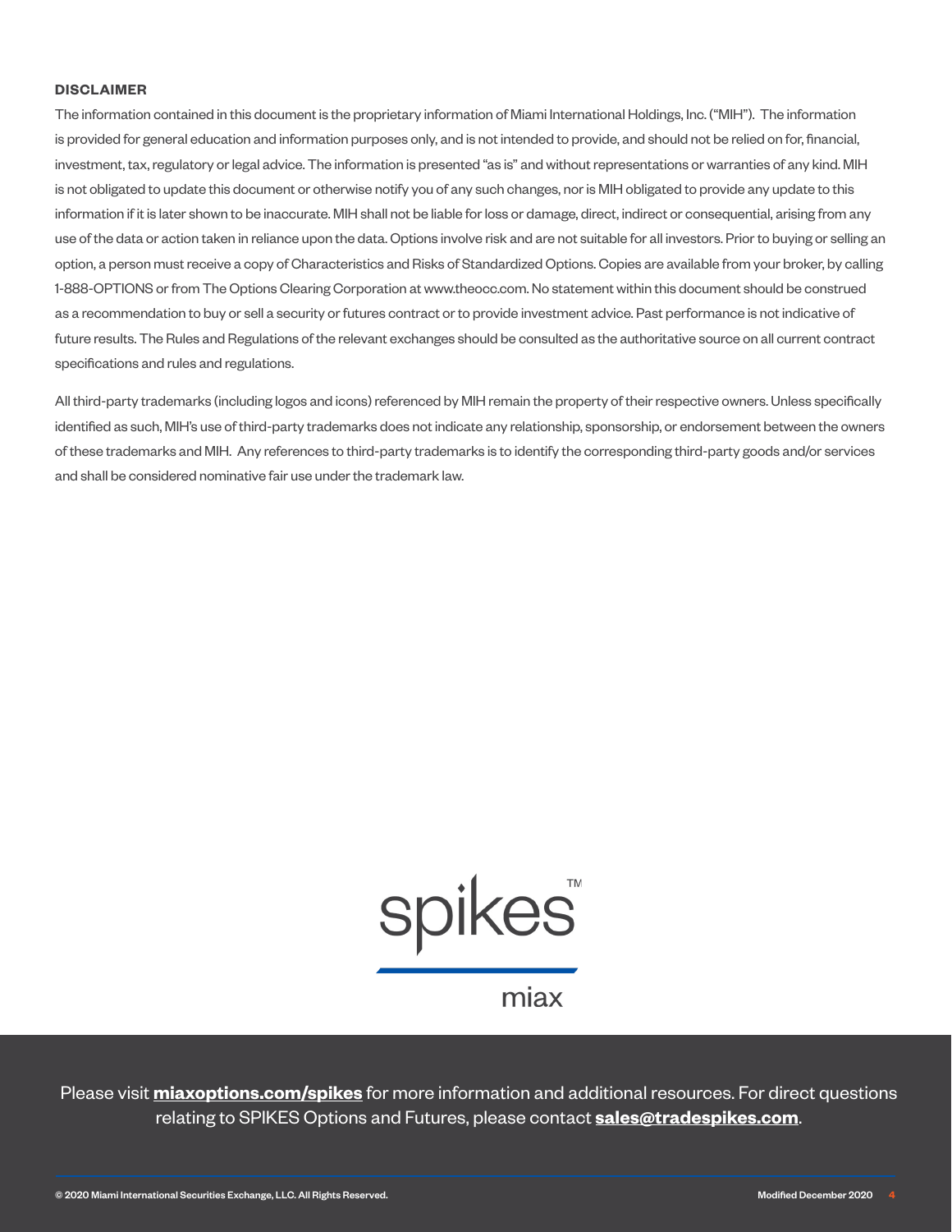**DISCLAIMER**

The information contained in this document is the proprietary information of Miami International Holdings, Inc. ("MIH"). The information is provided for general education and information purposes only, and is not intended to provide, and should not be relied on for, financial, investment, tax, regulatory or legal advice. The information is presented "as is" and without representations or warranties of any kind. MIH is not obligated to update this document or otherwise notify you of any such changes, nor is MIH obligated to provide any update to this information if it is later shown to be inaccurate. MIH shall not be liable for loss or damage, direct, indirect or consequential, arising from any use of the data or action taken in reliance upon the data. Options involve risk and are not suitable for all investors. Prior to buying or selling an option, a person must receive a copy of Characteristics and Risks of Standardized Options. Copies are available from your broker, by calling 1-888-OPTIONS or from The Options Clearing Corporation at www.theocc.com. No statement within this document should be construed as a recommendation to buy or sell a security or futures contract or to provide investment advice. Past performance is not indicative of future results. The Rules and Regulations of the relevant exchanges should be consulted as the authoritative source on all current contract specifications and rules and regulations.

All third-party trademarks (including logos and icons) referenced by MIH remain the property of their respective owners. Unless specifically identified as such, MIH's use of third-party trademarks does not indicate any relationship, sponsorship, or endorsement between the owners of these trademarks and MIH. Any references to third-party trademarks is to identify the corresponding third-party goods and/or services and shall be considered nominative fair use under the trademark law.

spikes™

miax

Please visit **miaxoptions.com/spikes** for more information and additional resources. For direct questions relating to SPIKES Options and Futures, please contact **sales@tradespikes.com**.

© 2020 Miami International Securities Exchange, LLC. All Rights Reserved.

Modified December 2020